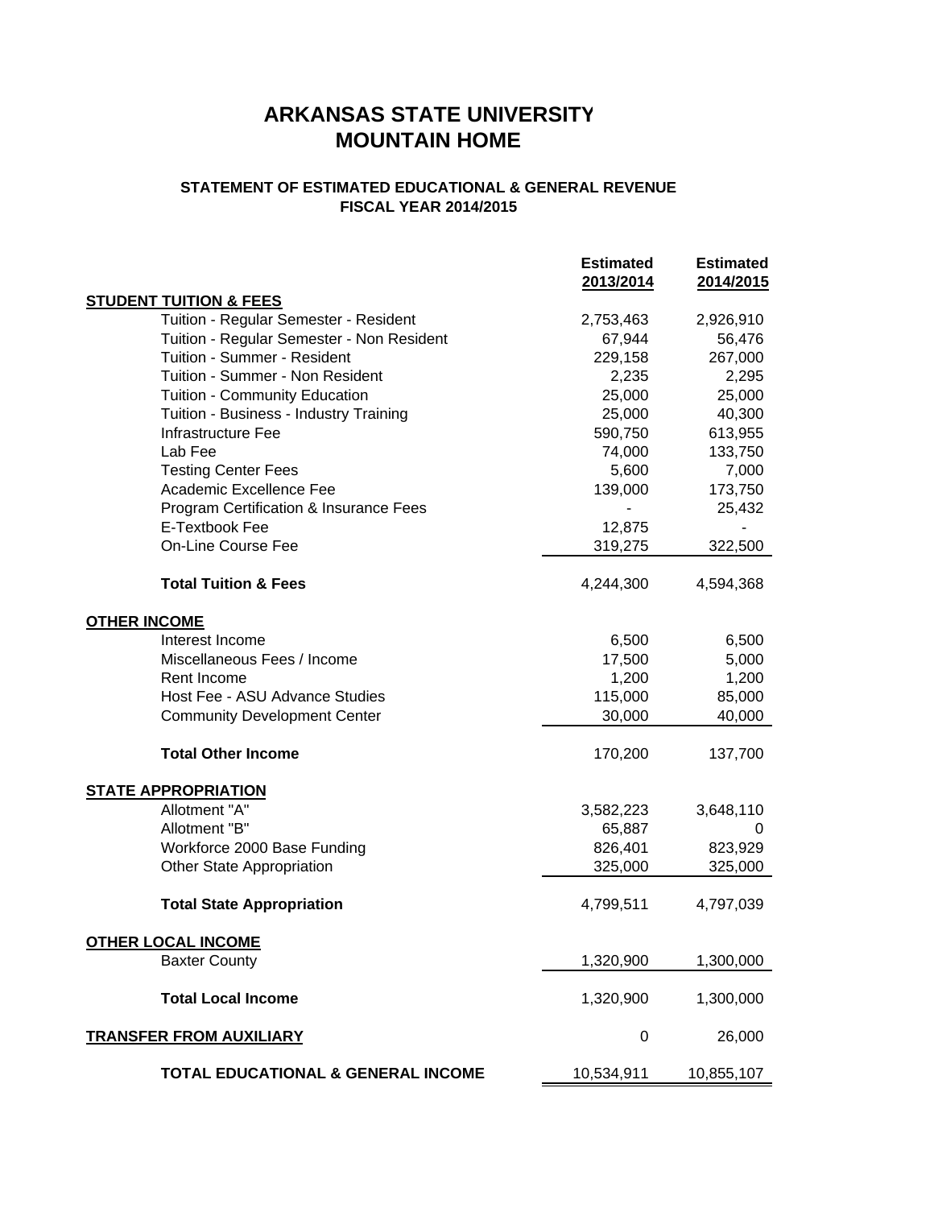# ARKANSAS STATE UNIVERSITY
# MOUNTAIN HOME

## STATEMENT OF ESTIMATED EDUCATIONAL & GENERAL REVENUE
## FISCAL YEAR 2014/2015

| | Estimated 2013/2014 | Estimated 2014/2015 |
|---|---|---|
| **STUDENT TUITION & FEES** | | |
| Tuition - Regular Semester - Resident | 2,753,463 | 2,926,910 |
| Tuition - Regular Semester - Non Resident | 67,944 | 56,476 |
| Tuition - Summer - Resident | 229,158 | 267,000 |
| Tuition - Summer - Non Resident | 2,235 | 2,295 |
| Tuition - Community Education | 25,000 | 25,000 |
| Tuition - Business - Industry Training | 25,000 | 40,300 |
| Infrastructure Fee | 590,750 | 613,955 |
| Lab Fee | 74,000 | 133,750 |
| Testing Center Fees | 5,600 | 7,000 |
| Academic Excellence Fee | 139,000 | 173,750 |
| Program Certification & Insurance Fees | - | 25,432 |
| E-Textbook Fee | 12,875 | - |
| On-Line Course Fee | 319,275 | 322,500 |
| **Total Tuition & Fees** | 4,244,300 | 4,594,368 |
| **OTHER INCOME** | | |
| Interest Income | 6,500 | 6,500 |
| Miscellaneous Fees / Income | 17,500 | 5,000 |
| Rent Income | 1,200 | 1,200 |
| Host Fee - ASU Advance Studies | 115,000 | 85,000 |
| Community Development Center | 30,000 | 40,000 |
| **Total Other Income** | 170,200 | 137,700 |
| **STATE APPROPRIATION** | | |
| Allotment "A" | 3,582,223 | 3,648,110 |
| Allotment "B" | 65,887 | 0 |
| Workforce 2000 Base Funding | 826,401 | 823,929 |
| Other State Appropriation | 325,000 | 325,000 |
| **Total State Appropriation** | 4,799,511 | 4,797,039 |
| **OTHER LOCAL INCOME** | | |
| Baxter County | 1,320,900 | 1,300,000 |
| **Total Local Income** | 1,320,900 | 1,300,000 |
| **TRANSFER FROM AUXILIARY** | 0 | 26,000 |
| **TOTAL EDUCATIONAL & GENERAL INCOME** | 10,534,911 | 10,855,107 |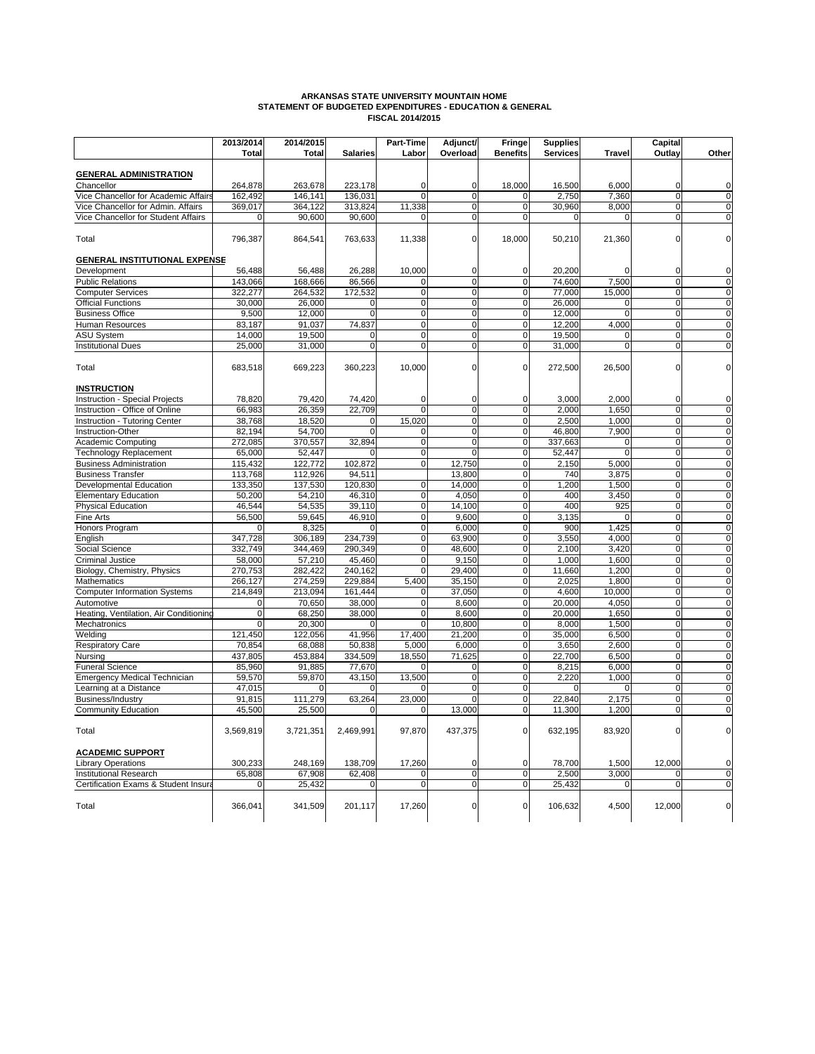**ARKANSAS STATE UNIVERSITY MOUNTAIN HOME**
**STATEMENT OF BUDGETED EXPENDITURES - EDUCATION & GENERAL**
**FISCAL 2014/2015**

| | 2013/2014 Total | 2014/2015 Total | Salaries | Part-Time Labor | Adjunct/ Overload | Fringe Benefits | Supplies Services | Travel | Capital Outlay | Other |
|---|---|---|---|---|---|---|---|---|---|---|
| **GENERAL ADMINISTRATION** | | | | | | | | | | |
| Chancellor | 264,878 | 263,678 | 223,178 | 0 | 0 | 18,000 | 16,500 | 6,000 | 0 | 0 |
| Vice Chancellor for Academic Affairs | 162,492 | 146,141 | 136,031 | 0 | 0 | 0 | 2,750 | 7,360 | 0 | 0 |
| Vice Chancellor for Admin. Affairs | 369,017 | 364,122 | 313,824 | 11,338 | 0 | 0 | 30,960 | 8,000 | 0 | 0 |
| Vice Chancellor for Student Affairs | 0 | 90,600 | 90,600 | 0 | 0 | 0 | 0 | 0 | 0 | 0 |
| Total | 796,387 | 864,541 | 763,633 | 11,338 | 0 | 18,000 | 50,210 | 21,360 | 0 | 0 |
| **GENERAL INSTITUTIONAL EXPENSE** | | | | | | | | | | |
| Development | 56,488 | 56,488 | 26,288 | 10,000 | 0 | 0 | 20,200 | 0 | 0 | 0 |
| Public Relations | 143,066 | 168,666 | 86,566 | 0 | 0 | 0 | 74,600 | 7,500 | 0 | 0 |
| Computer Services | 322,277 | 264,532 | 172,532 | 0 | 0 | 0 | 77,000 | 15,000 | 0 | 0 |
| Official Functions | 30,000 | 26,000 | 0 | 0 | 0 | 0 | 26,000 | 0 | 0 | 0 |
| Business Office | 9,500 | 12,000 | 0 | 0 | 0 | 0 | 12,000 | 0 | 0 | 0 |
| Human Resources | 83,187 | 91,037 | 74,837 | 0 | 0 | 0 | 12,200 | 4,000 | 0 | 0 |
| ASU System | 14,000 | 19,500 | 0 | 0 | 0 | 0 | 19,500 | 0 | 0 | 0 |
| Institutional Dues | 25,000 | 31,000 | 0 | 0 | 0 | 0 | 31,000 | 0 | 0 | 0 |
| Total | 683,518 | 669,223 | 360,223 | 10,000 | 0 | 0 | 272,500 | 26,500 | 0 | 0 |
| **INSTRUCTION** | | | | | | | | | | |
| Instruction - Special Projects | 78,820 | 79,420 | 74,420 | 0 | 0 | 0 | 3,000 | 2,000 | 0 | 0 |
| Instruction - Office of Online | 66,983 | 26,359 | 22,709 | 0 | 0 | 0 | 2,000 | 1,650 | 0 | 0 |
| Instruction - Tutoring Center | 38,768 | 18,520 | 0 | 15,020 | 0 | 0 | 2,500 | 1,000 | 0 | 0 |
| Instruction-Other | 82,194 | 54,700 | 0 | 0 | 0 | 0 | 46,800 | 7,900 | 0 | 0 |
| Academic Computing | 272,085 | 370,557 | 32,894 | 0 | 0 | 0 | 337,663 | 0 | 0 | 0 |
| Technology Replacement | 65,000 | 52,447 | 0 | 0 | 0 | 0 | 52,447 | 0 | 0 | 0 |
| Business Administration | 115,432 | 122,772 | 102,872 | 0 | 12,750 | 0 | 2,150 | 5,000 | 0 | 0 |
| Business Transfer | 113,768 | 112,926 | 94,511 | | 13,800 | 0 | 740 | 3,875 | 0 | 0 |
| Developmental Education | 133,350 | 137,530 | 120,830 | 0 | 14,000 | 0 | 1,200 | 1,500 | 0 | 0 |
| Elementary Education | 50,200 | 54,210 | 46,310 | 0 | 4,050 | 0 | 400 | 3,450 | 0 | 0 |
| Physical Education | 46,544 | 54,535 | 39,110 | 0 | 14,100 | 0 | 400 | 925 | 0 | 0 |
| Fine Arts | 56,500 | 59,645 | 46,910 | 0 | 9,600 | 0 | 3,135 | 0 | 0 | 0 |
| Honors Program | 0 | 8,325 | 0 | 0 | 6,000 | 0 | 900 | 1,425 | 0 | 0 |
| English | 347,728 | 306,189 | 234,739 | 0 | 63,900 | 0 | 3,550 | 4,000 | 0 | 0 |
| Social Science | 332,749 | 344,469 | 290,349 | 0 | 48,600 | 0 | 2,100 | 3,420 | 0 | 0 |
| Criminal Justice | 58,000 | 57,210 | 45,460 | 0 | 9,150 | 0 | 1,000 | 1,600 | 0 | 0 |
| Biology, Chemistry, Physics | 270,753 | 282,422 | 240,162 | 0 | 29,400 | 0 | 11,660 | 1,200 | 0 | 0 |
| Mathematics | 266,127 | 274,259 | 229,884 | 5,400 | 35,150 | 0 | 2,025 | 1,800 | 0 | 0 |
| Computer Information Systems | 214,849 | 213,094 | 161,444 | 0 | 37,050 | 0 | 4,600 | 10,000 | 0 | 0 |
| Automotive | 0 | 70,650 | 38,000 | 0 | 8,600 | 0 | 20,000 | 4,050 | 0 | 0 |
| Heating, Ventilation, Air Conditioning | 0 | 68,250 | 38,000 | 0 | 8,600 | 0 | 20,000 | 1,650 | 0 | 0 |
| Mechatronics | 0 | 20,300 | 0 | 0 | 10,800 | 0 | 8,000 | 1,500 | 0 | 0 |
| Welding | 121,450 | 122,056 | 41,956 | 17,400 | 21,200 | 0 | 35,000 | 6,500 | 0 | 0 |
| Respiratory Care | 70,854 | 68,088 | 50,838 | 5,000 | 6,000 | 0 | 3,650 | 2,600 | 0 | 0 |
| Nursing | 437,805 | 453,884 | 334,509 | 18,550 | 71,625 | 0 | 22,700 | 6,500 | 0 | 0 |
| Funeral Science | 85,960 | 91,885 | 77,670 | 0 | 0 | 0 | 8,215 | 6,000 | 0 | 0 |
| Emergency Medical Technician | 59,570 | 59,870 | 43,150 | 13,500 | 0 | 0 | 2,220 | 1,000 | 0 | 0 |
| Learning at a Distance | 47,015 | 0 | 0 | 0 | 0 | 0 | 0 | 0 | 0 | 0 |
| Business/Industry | 91,815 | 111,279 | 63,264 | 23,000 | 0 | 0 | 22,840 | 2,175 | 0 | 0 |
| Community Education | 45,500 | 25,500 | 0 | 0 | 13,000 | 0 | 11,300 | 1,200 | 0 | 0 |
| Total | 3,569,819 | 3,721,351 | 2,469,991 | 97,870 | 437,375 | 0 | 632,195 | 83,920 | 0 | 0 |
| **ACADEMIC SUPPORT** | | | | | | | | | | |
| Library Operations | 300,233 | 248,169 | 138,709 | 17,260 | 0 | 0 | 78,700 | 1,500 | 12,000 | 0 |
| Institutional Research | 65,808 | 67,908 | 62,408 | 0 | 0 | 0 | 2,500 | 3,000 | 0 | 0 |
| Certification Exams & Student Insura | 0 | 25,432 | 0 | 0 | 0 | 0 | 25,432 | 0 | 0 | 0 |
| Total | 366,041 | 341,509 | 201,117 | 17,260 | 0 | 0 | 106,632 | 4,500 | 12,000 | 0 |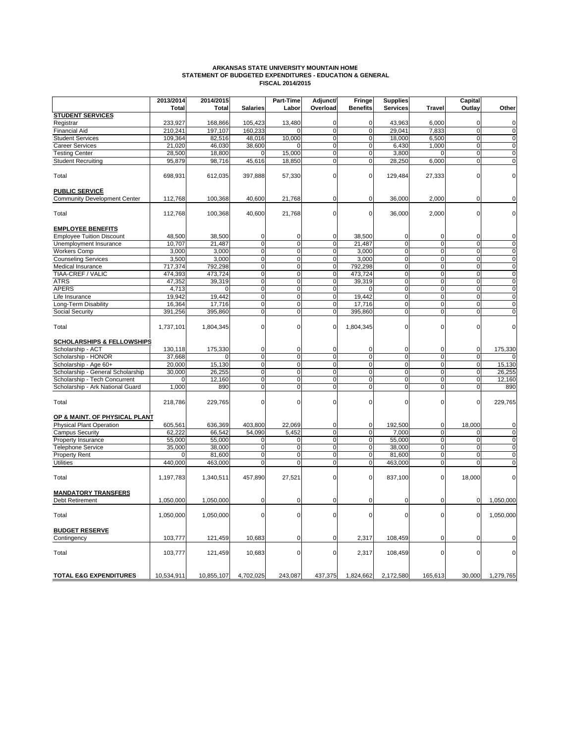**ARKANSAS STATE UNIVERSITY MOUNTAIN HOME**
**STATEMENT OF BUDGETED EXPENDITURES - EDUCATION & GENERAL**
**FISCAL 2014/2015**

| | 2013/2014 Total | 2014/2015 Total | Salaries | Part-Time Labor | Adjunct/ Overload | Fringe Benefits | Supplies Services | Travel | Capital Outlay | Other |
|---|---|---|---|---|---|---|---|---|---|---|
| **STUDENT SERVICES** | | | | | | | | | | |
| Registrar | 233,927 | 168,866 | 105,423 | 13,480 | 0 | 0 | 43,963 | 6,000 | 0 | 0 |
| Financial Aid | 210,241 | 197,107 | 160,233 | 0 | 0 | 0 | 29,041 | 7,833 | 0 | 0 |
| Student Services | 109,364 | 82,516 | 48,016 | 10,000 | 0 | 0 | 18,000 | 6,500 | 0 | 0 |
| Career Services | 21,020 | 46,030 | 38,600 | 0 | 0 | 0 | 6,430 | 1,000 | 0 | 0 |
| Testing Center | 28,500 | 18,800 | 0 | 15,000 | 0 | 0 | 3,800 | 0 | 0 | 0 |
| Student Recruiting | 95,879 | 98,716 | 45,616 | 18,850 | 0 | 0 | 28,250 | 6,000 | 0 | 0 |
| Total | 698,931 | 612,035 | 397,888 | 57,330 | 0 | 0 | 129,484 | 27,333 | 0 | 0 |
| **PUBLIC SERVICE** | | | | | | | | | | |
| Community Development Center | 112,768 | 100,368 | 40,600 | 21,768 | 0 | 0 | 36,000 | 2,000 | 0 | 0 |
| Total | 112,768 | 100,368 | 40,600 | 21,768 | 0 | 0 | 36,000 | 2,000 | 0 | 0 |
| **EMPLOYEE BENEFITS** | | | | | | | | | | |
| Employee Tuition Discount | 48,500 | 38,500 | 0 | 0 | 0 | 38,500 | 0 | 0 | 0 | 0 |
| Unemployment Insurance | 10,707 | 21,487 | 0 | 0 | 0 | 21,487 | 0 | 0 | 0 | 0 |
| Workers Comp | 3,000 | 3,000 | 0 | 0 | 0 | 3,000 | 0 | 0 | 0 | 0 |
| Counseling Services | 3,500 | 3,000 | 0 | 0 | 0 | 3,000 | 0 | 0 | 0 | 0 |
| Medical Insurance | 717,374 | 792,298 | 0 | 0 | 0 | 792,298 | 0 | 0 | 0 | 0 |
| TIAA-CREF / VALIC | 474,393 | 473,724 | 0 | 0 | 0 | 473,724 | 0 | 0 | 0 | 0 |
| ATRS | 47,352 | 39,319 | 0 | 0 | 0 | 39,319 | 0 | 0 | 0 | 0 |
| APERS | 4,713 | 0 | 0 | 0 | 0 | 0 | 0 | 0 | 0 | 0 |
| Life Insurance | 19,942 | 19,442 | 0 | 0 | 0 | 19,442 | 0 | 0 | 0 | 0 |
| Long-Term Disability | 16,364 | 17,716 | 0 | 0 | 0 | 17,716 | 0 | 0 | 0 | 0 |
| Social Security | 391,256 | 395,860 | 0 | 0 | 0 | 395,860 | 0 | 0 | 0 | 0 |
| Total | 1,737,101 | 1,804,345 | 0 | 0 | 0 | 1,804,345 | 0 | 0 | 0 | 0 |
| **SCHOLARSHIPS & FELLOWSHIPS** | | | | | | | | | | |
| Scholarship - ACT | 130,118 | 175,330 | 0 | 0 | 0 | 0 | 0 | 0 | 0 | 175,330 |
| Scholarship - HONOR | 37,668 | 0 | 0 | 0 | 0 | 0 | 0 | 0 | 0 | 0 |
| Scholarship - Age 60+ | 20,000 | 15,130 | 0 | 0 | 0 | 0 | 0 | 0 | 0 | 15,130 |
| Scholarship - General Scholarship | 30,000 | 26,255 | 0 | 0 | 0 | 0 | 0 | 0 | 0 | 26,255 |
| Scholarship - Tech Concurrent | 0 | 12,160 | 0 | 0 | 0 | 0 | 0 | 0 | 0 | 12,160 |
| Scholarship - Ark National Guard | 1,000 | 890 | 0 | 0 | 0 | 0 | 0 | 0 | 0 | 890 |
| Total | 218,786 | 229,765 | 0 | 0 | 0 | 0 | 0 | 0 | 0 | 229,765 |
| **OP & MAINT. OF PHYSICAL PLANT** | | | | | | | | | | |
| Physical Plant Operation | 605,561 | 636,369 | 403,800 | 22,069 | 0 | 0 | 192,500 | 0 | 18,000 | 0 |
| Campus Security | 62,222 | 66,542 | 54,090 | 5,452 | 0 | 0 | 7,000 | 0 | 0 | 0 |
| Property Insurance | 55,000 | 55,000 | 0 | 0 | 0 | 0 | 55,000 | 0 | 0 | 0 |
| Telephone Service | 35,000 | 38,000 | 0 | 0 | 0 | 0 | 38,000 | 0 | 0 | 0 |
| Property Rent | 0 | 81,600 | 0 | 0 | 0 | 0 | 81,600 | 0 | 0 | 0 |
| Utilities | 440,000 | 463,000 | 0 | 0 | 0 | 0 | 463,000 | 0 | 0 | 0 |
| Total | 1,197,783 | 1,340,511 | 457,890 | 27,521 | 0 | 0 | 837,100 | 0 | 18,000 | 0 |
| **MANDATORY TRANSFERS** | | | | | | | | | | |
| Debt Retirement | 1,050,000 | 1,050,000 | 0 | 0 | 0 | 0 | 0 | 0 | 0 | 1,050,000 |
| Total | 1,050,000 | 1,050,000 | 0 | 0 | 0 | 0 | 0 | 0 | 0 | 1,050,000 |
| **BUDGET RESERVE** | | | | | | | | | | |
| Contingency | 103,777 | 121,459 | 10,683 | 0 | 0 | 2,317 | 108,459 | 0 | 0 | 0 |
| Total | 103,777 | 121,459 | 10,683 | 0 | 0 | 2,317 | 108,459 | 0 | 0 | 0 |
| **TOTAL E&G EXPENDITURES** | 10,534,911 | 10,855,107 | 4,702,025 | 243,087 | 437,375 | 1,824,662 | 2,172,580 | 165,613 | 30,000 | 1,279,765 |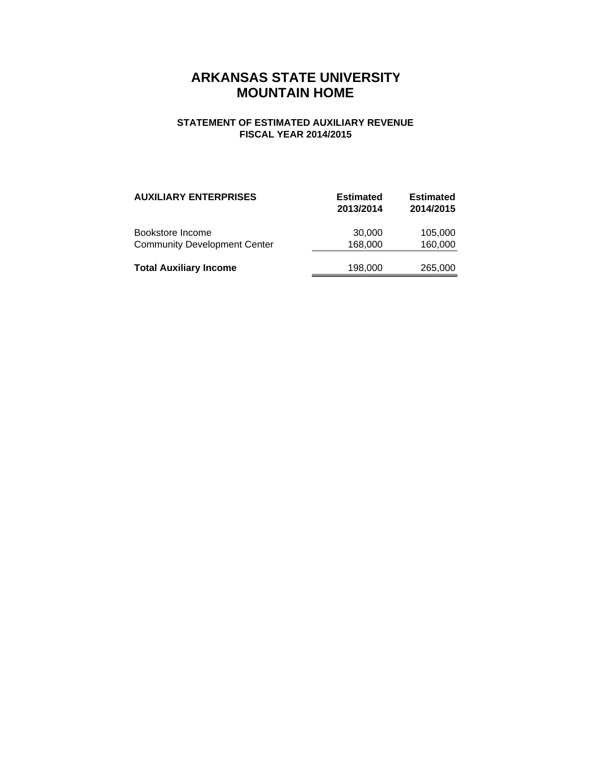# ARKANSAS STATE UNIVERSITY
# MOUNTAIN HOME

### STATEMENT OF ESTIMATED AUXILIARY REVENUE
### FISCAL YEAR 2014/2015

| AUXILIARY ENTERPRISES | Estimated 2013/2014 | Estimated 2014/2015 |
|---|---|---|
| Bookstore Income | 30,000 | 105,000 |
| Community Development Center | 168,000 | 160,000 |
| **Total Auxiliary Income** | 198,000 | 265,000 |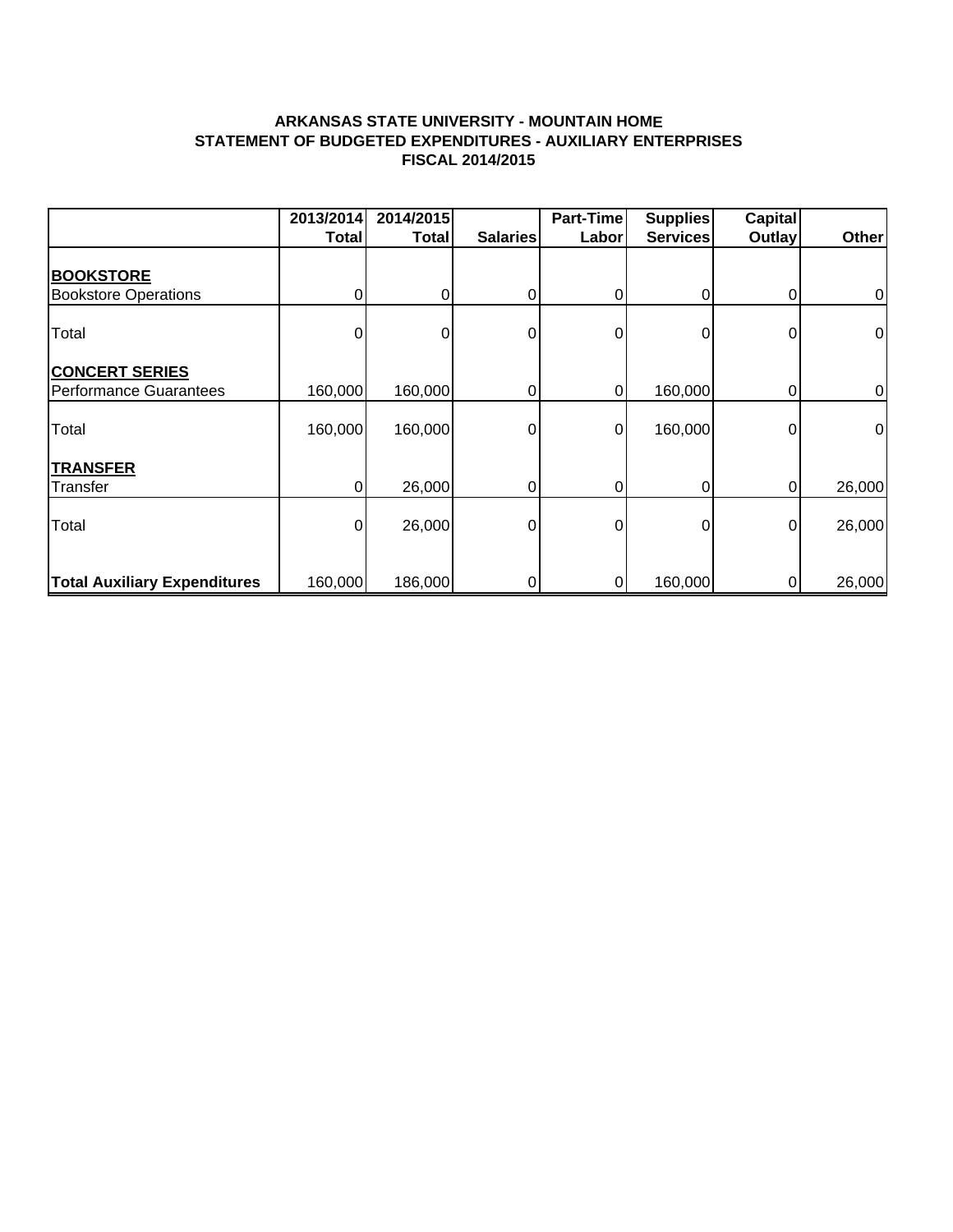**ARKANSAS STATE UNIVERSITY - MOUNTAIN HOME**
**STATEMENT OF BUDGETED EXPENDITURES - AUXILIARY ENTERPRISES**
**FISCAL 2014/2015**

| | 2013/2014 Total | 2014/2015 Total | Salaries | Part-Time Labor | Supplies Services | Capital Outlay | Other |
|---|---|---|---|---|---|---|---|
| **BOOKSTORE** | | | | | | | |
| Bookstore Operations | 0 | 0 | 0 | 0 | 0 | 0 | 0 |
| Total | 0 | 0 | 0 | 0 | 0 | 0 | 0 |
| **CONCERT SERIES** | | | | | | | |
| Performance Guarantees | 160,000 | 160,000 | 0 | 0 | 160,000 | 0 | 0 |
| Total | 160,000 | 160,000 | 0 | 0 | 160,000 | 0 | 0 |
| **TRANSFER** | | | | | | | |
| Transfer | 0 | 26,000 | 0 | 0 | 0 | 0 | 26,000 |
| Total | 0 | 26,000 | 0 | 0 | 0 | 0 | 26,000 |
| **Total Auxiliary Expenditures** | 160,000 | 186,000 | 0 | 0 | 160,000 | 0 | 26,000 |